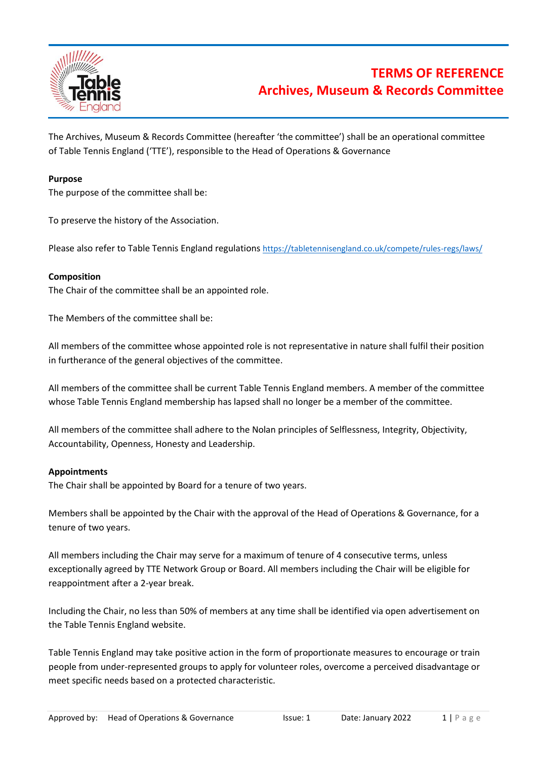# TERMS OF REFERENCE
# Archives, Museum & Records Committee

The Archives, Museum & Records Committee (hereafter 'the committee') shall be an operational committee of Table Tennis England ('TTE'), responsible to the Head of Operations & Governance

**Purpose**

The purpose of the committee shall be:

To preserve the history of the Association.

Please also refer to Table Tennis England regulations https://tabletennisengland.co.uk/compete/rules-regs/laws/

**Composition**

The Chair of the committee shall be an appointed role.

The Members of the committee shall be:

All members of the committee whose appointed role is not representative in nature shall fulfil their position in furtherance of the general objectives of the committee.

All members of the committee shall be current Table Tennis England members. A member of the committee whose Table Tennis England membership has lapsed shall no longer be a member of the committee.

All members of the committee shall adhere to the Nolan principles of Selflessness, Integrity, Objectivity, Accountability, Openness, Honesty and Leadership.

**Appointments**

The Chair shall be appointed by Board for a tenure of two years.

Members shall be appointed by the Chair with the approval of the Head of Operations & Governance, for a tenure of two years.

All members including the Chair may serve for a maximum of tenure of 4 consecutive terms, unless exceptionally agreed by TTE Network Group or Board. All members including the Chair will be eligible for reappointment after a 2-year break.

Including the Chair, no less than 50% of members at any time shall be identified via open advertisement on the Table Tennis England website.

Table Tennis England may take positive action in the form of proportionate measures to encourage or train people from under-represented groups to apply for volunteer roles, overcome a perceived disadvantage or meet specific needs based on a protected characteristic.

Approved by: Head of Operations & Governance Issue: 1 Date: January 2022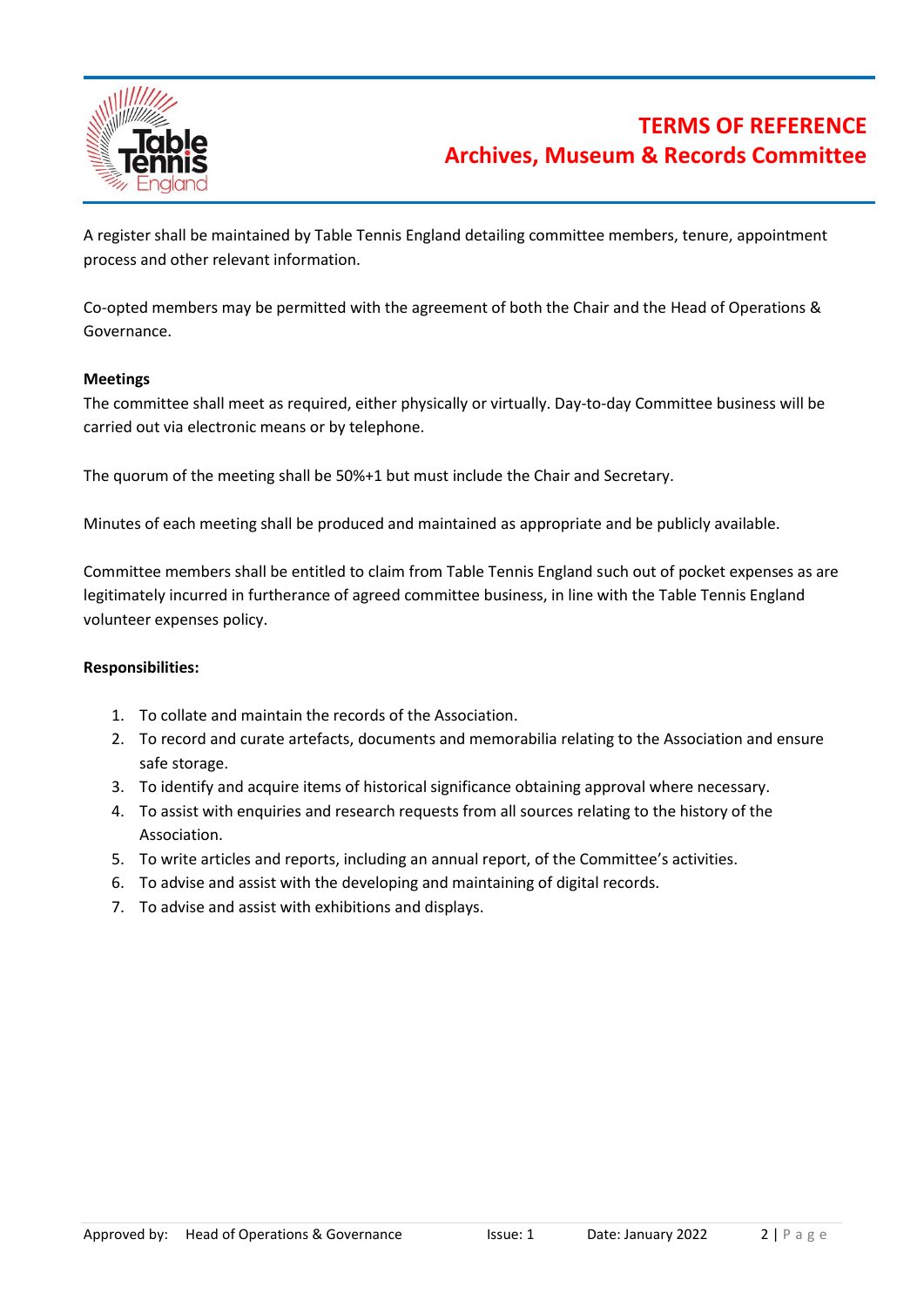A register shall be maintained by Table Tennis England detailing committee members, tenure, appointment process and other relevant information.

Co-opted members may be permitted with the agreement of both the Chair and the Head of Operations & Governance.

**Meetings**

The committee shall meet as required, either physically or virtually. Day-to-day Committee business will be carried out via electronic means or by telephone.

The quorum of the meeting shall be 50%+1 but must include the Chair and Secretary.

Minutes of each meeting shall be produced and maintained as appropriate and be publicly available.

Committee members shall be entitled to claim from Table Tennis England such out of pocket expenses as are legitimately incurred in furtherance of agreed committee business, in line with the Table Tennis England volunteer expenses policy.

**Responsibilities:**

1. To collate and maintain the records of the Association.
2. To record and curate artefacts, documents and memorabilia relating to the Association and ensure safe storage.
3. To identify and acquire items of historical significance obtaining approval where necessary.
4. To assist with enquiries and research requests from all sources relating to the history of the Association.
5. To write articles and reports, including an annual report, of the Committee's activities.
6. To advise and assist with the developing and maintaining of digital records.
7. To advise and assist with exhibitions and displays.